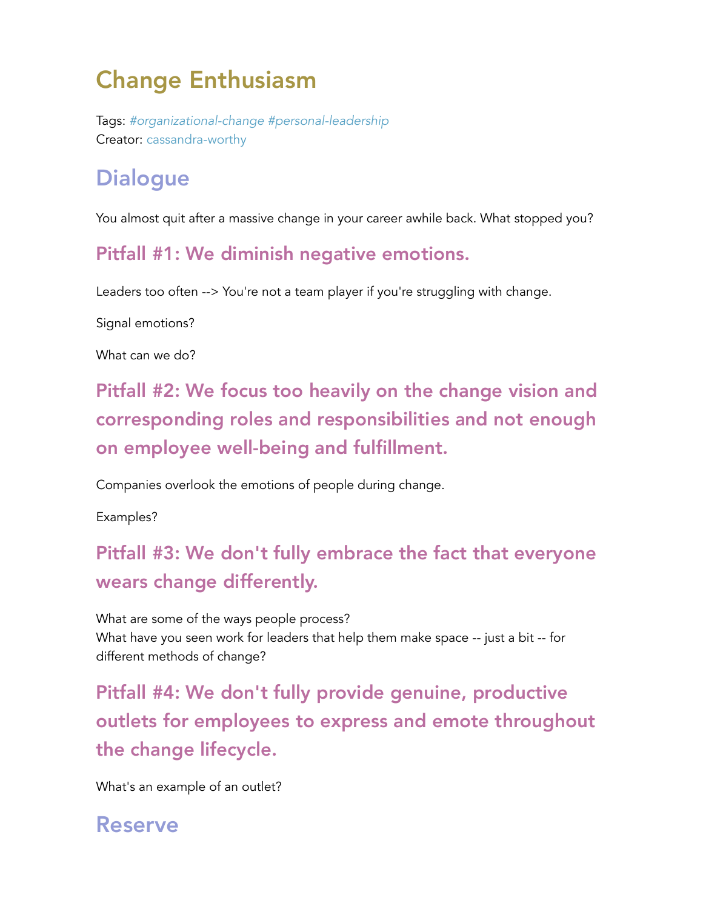# Change Enthusiasm

Tags: *#organizational-change #personal-leadership*
Creator: cassandra-worthy

## Dialogue

You almost quit after a massive change in your career awhile back. What stopped you?

### Pitfall #1: We diminish negative emotions.

Leaders too often --> You're not a team player if you're struggling with change.

Signal emotions?

What can we do?

### Pitfall #2: We focus too heavily on the change vision and corresponding roles and responsibilities and not enough on employee well-being and fulfillment.

Companies overlook the emotions of people during change.

Examples?

### Pitfall #3: We don't fully embrace the fact that everyone wears change differently.

What are some of the ways people process?
What have you seen work for leaders that help them make space -- just a bit -- for different methods of change?

### Pitfall #4: We don't fully provide genuine, productive outlets for employees to express and emote throughout the change lifecycle.

What's an example of an outlet?

## Reserve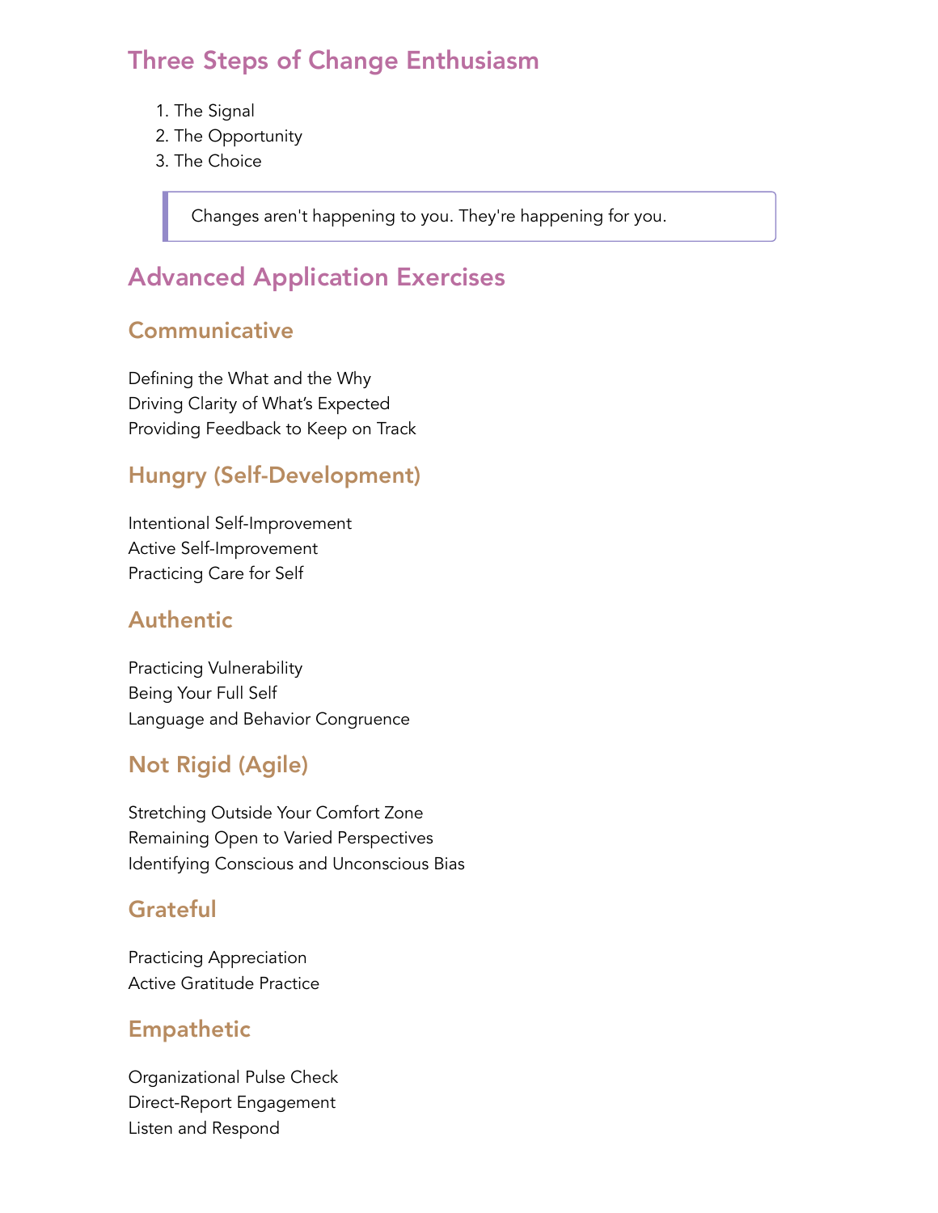## Three Steps of Change Enthusiasm

1. The Signal
2. The Opportunity
3. The Choice

> Changes aren't happening to you. They're happening for you.

## Advanced Application Exercises

### Communicative

Defining the What and the Why
Driving Clarity of What's Expected
Providing Feedback to Keep on Track

### Hungry (Self-Development)

Intentional Self-Improvement
Active Self-Improvement
Practicing Care for Self

### Authentic

Practicing Vulnerability
Being Your Full Self
Language and Behavior Congruence

### Not Rigid (Agile)

Stretching Outside Your Comfort Zone
Remaining Open to Varied Perspectives
Identifying Conscious and Unconscious Bias

### Grateful

Practicing Appreciation
Active Gratitude Practice

### Empathetic

Organizational Pulse Check
Direct-Report Engagement
Listen and Respond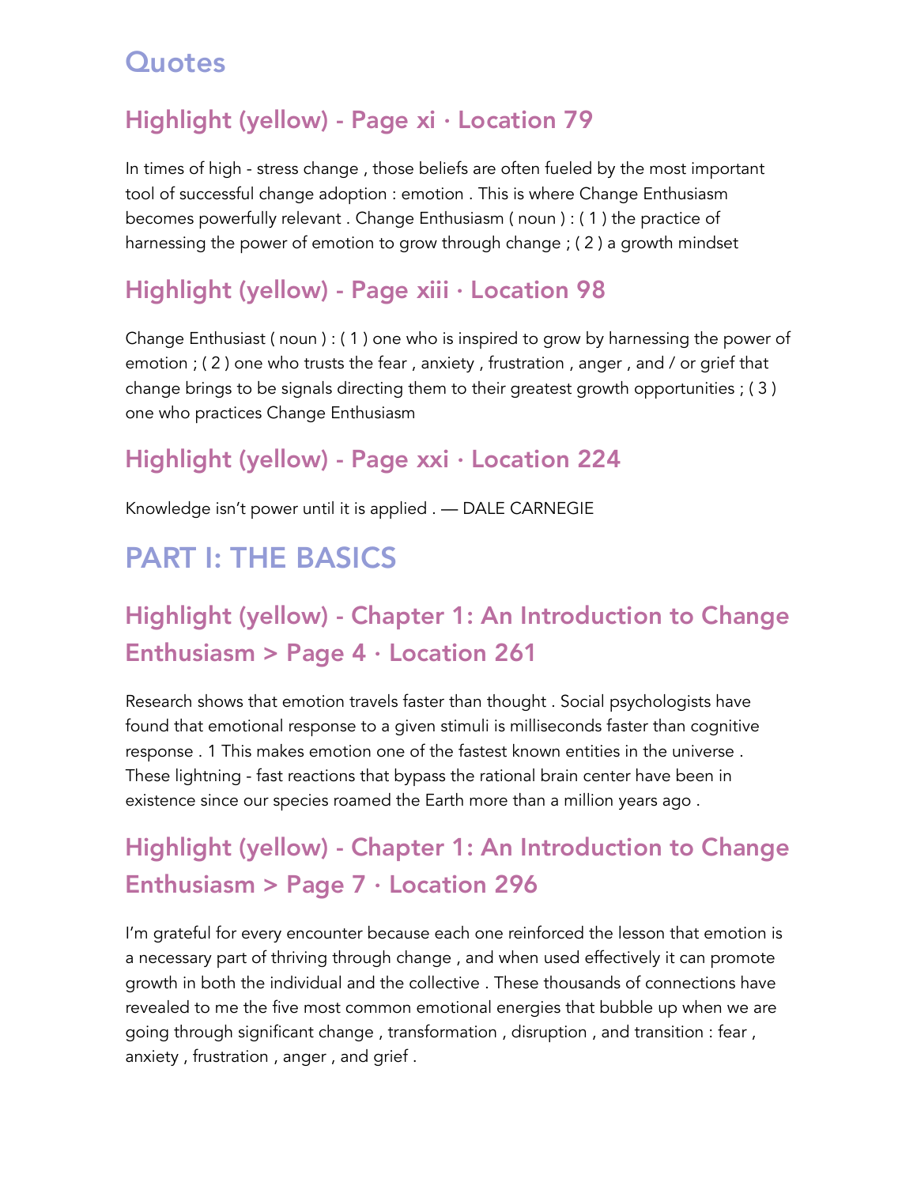# Quotes

## Highlight (yellow) - Page xi · Location 79

In times of high - stress change , those beliefs are often fueled by the most important tool of successful change adoption : emotion . This is where Change Enthusiasm becomes powerfully relevant . Change Enthusiasm ( noun ) : ( 1 ) the practice of harnessing the power of emotion to grow through change ; ( 2 ) a growth mindset

## Highlight (yellow) - Page xiii · Location 98

Change Enthusiast ( noun ) : ( 1 ) one who is inspired to grow by harnessing the power of emotion ; ( 2 ) one who trusts the fear , anxiety , frustration , anger , and / or grief that change brings to be signals directing them to their greatest growth opportunities ; ( 3 ) one who practices Change Enthusiasm

## Highlight (yellow) - Page xxi · Location 224

Knowledge isn't power until it is applied . — DALE CARNEGIE

# PART I: THE BASICS

## Highlight (yellow) - Chapter 1: An Introduction to Change Enthusiasm > Page 4 · Location 261

Research shows that emotion travels faster than thought . Social psychologists have found that emotional response to a given stimuli is milliseconds faster than cognitive response . 1 This makes emotion one of the fastest known entities in the universe . These lightning - fast reactions that bypass the rational brain center have been in existence since our species roamed the Earth more than a million years ago .

## Highlight (yellow) - Chapter 1: An Introduction to Change Enthusiasm > Page 7 · Location 296

I'm grateful for every encounter because each one reinforced the lesson that emotion is a necessary part of thriving through change , and when used effectively it can promote growth in both the individual and the collective . These thousands of connections have revealed to me the five most common emotional energies that bubble up when we are going through significant change , transformation , disruption , and transition : fear , anxiety , frustration , anger , and grief .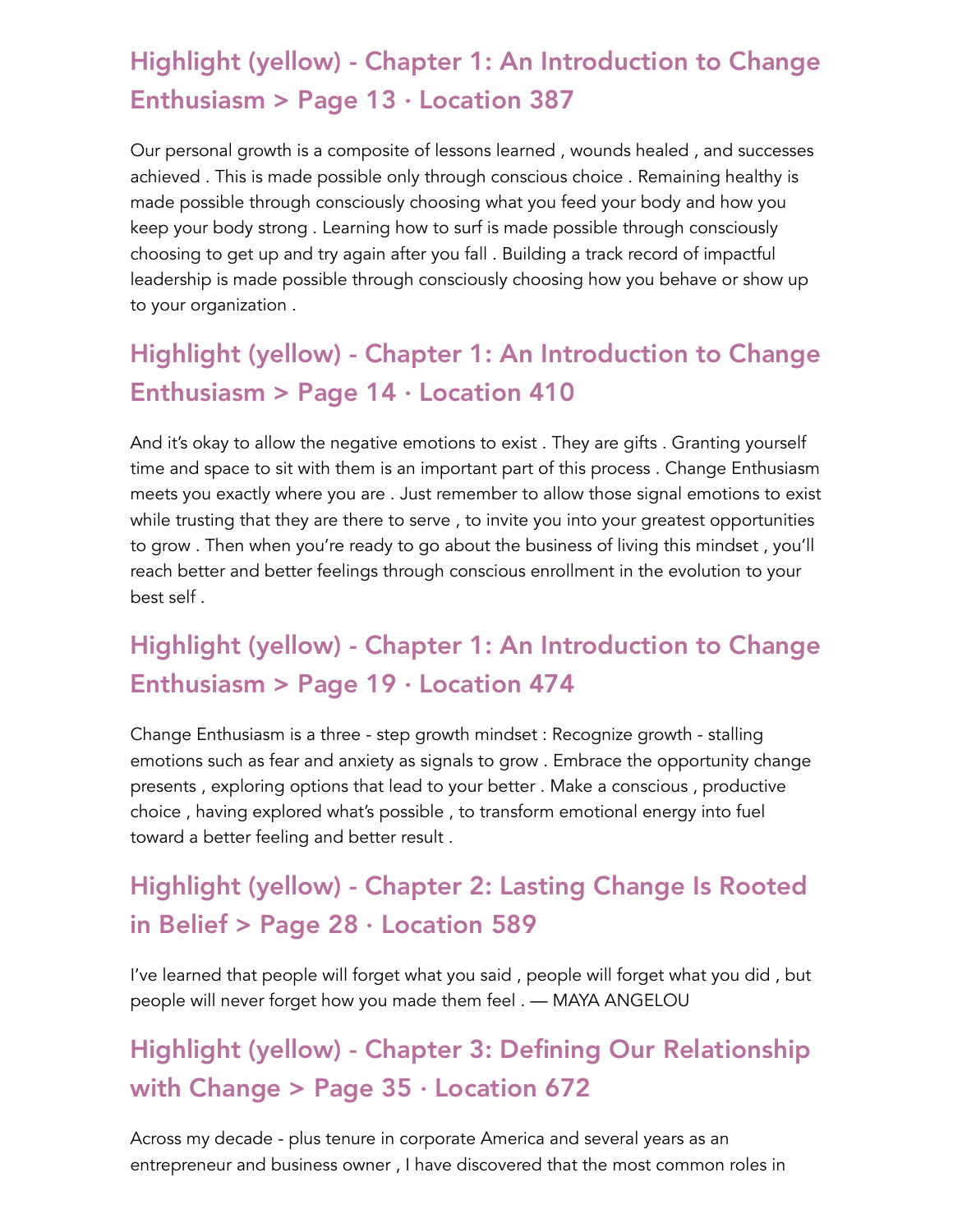## Highlight (yellow) - Chapter 1: An Introduction to Change Enthusiasm > Page 13 · Location 387

Our personal growth is a composite of lessons learned , wounds healed , and successes achieved . This is made possible only through conscious choice . Remaining healthy is made possible through consciously choosing what you feed your body and how you keep your body strong . Learning how to surf is made possible through consciously choosing to get up and try again after you fall . Building a track record of impactful leadership is made possible through consciously choosing how you behave or show up to your organization .

## Highlight (yellow) - Chapter 1: An Introduction to Change Enthusiasm > Page 14 · Location 410

And it's okay to allow the negative emotions to exist . They are gifts . Granting yourself time and space to sit with them is an important part of this process . Change Enthusiasm meets you exactly where you are . Just remember to allow those signal emotions to exist while trusting that they are there to serve , to invite you into your greatest opportunities to grow . Then when you're ready to go about the business of living this mindset , you'll reach better and better feelings through conscious enrollment in the evolution to your best self .

## Highlight (yellow) - Chapter 1: An Introduction to Change Enthusiasm > Page 19 · Location 474

Change Enthusiasm is a three - step growth mindset : Recognize growth - stalling emotions such as fear and anxiety as signals to grow . Embrace the opportunity change presents , exploring options that lead to your better . Make a conscious , productive choice , having explored what's possible , to transform emotional energy into fuel toward a better feeling and better result .

## Highlight (yellow) - Chapter 2: Lasting Change Is Rooted in Belief > Page 28 · Location 589

I've learned that people will forget what you said , people will forget what you did , but people will never forget how you made them feel . — MAYA ANGELOU

## Highlight (yellow) - Chapter 3: Defining Our Relationship with Change > Page 35 · Location 672

Across my decade - plus tenure in corporate America and several years as an entrepreneur and business owner , I have discovered that the most common roles in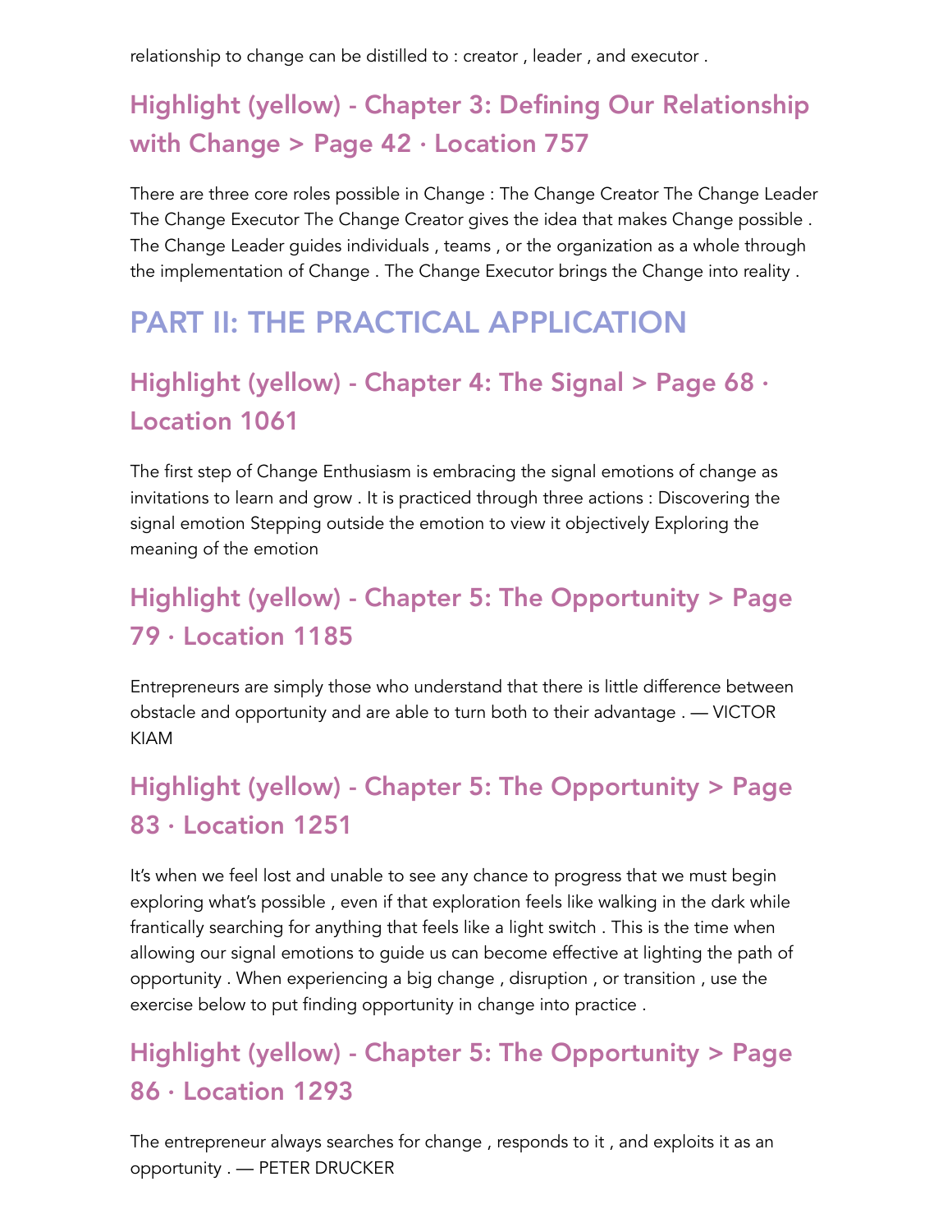relationship to change can be distilled to : creator , leader , and executor .

## Highlight (yellow) - Chapter 3: Defining Our Relationship with Change > Page 42 · Location 757

There are three core roles possible in Change : The Change Creator The Change Leader The Change Executor The Change Creator gives the idea that makes Change possible . The Change Leader guides individuals , teams , or the organization as a whole through the implementation of Change . The Change Executor brings the Change into reality .

# PART II: THE PRACTICAL APPLICATION

## Highlight (yellow) - Chapter 4: The Signal > Page 68 · Location 1061

The first step of Change Enthusiasm is embracing the signal emotions of change as invitations to learn and grow . It is practiced through three actions : Discovering the signal emotion Stepping outside the emotion to view it objectively Exploring the meaning of the emotion

## Highlight (yellow) - Chapter 5: The Opportunity > Page 79 · Location 1185

Entrepreneurs are simply those who understand that there is little difference between obstacle and opportunity and are able to turn both to their advantage . — VICTOR KIAM

## Highlight (yellow) - Chapter 5: The Opportunity > Page 83 · Location 1251

It's when we feel lost and unable to see any chance to progress that we must begin exploring what's possible , even if that exploration feels like walking in the dark while frantically searching for anything that feels like a light switch . This is the time when allowing our signal emotions to guide us can become effective at lighting the path of opportunity . When experiencing a big change , disruption , or transition , use the exercise below to put finding opportunity in change into practice .

## Highlight (yellow) - Chapter 5: The Opportunity > Page 86 · Location 1293

The entrepreneur always searches for change , responds to it , and exploits it as an opportunity . — PETER DRUCKER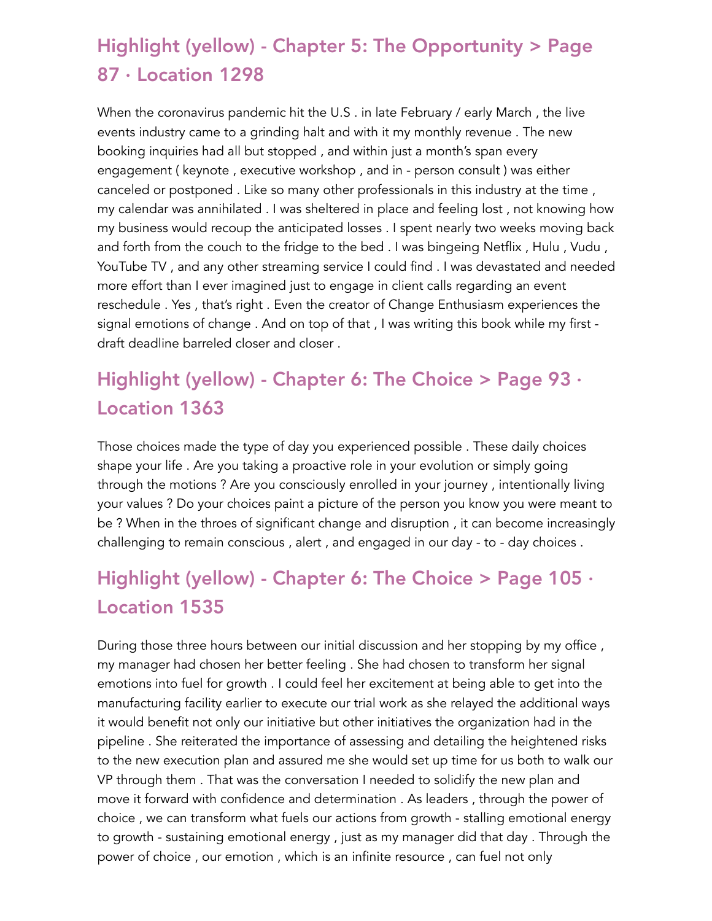## Highlight (yellow) - Chapter 5: The Opportunity > Page 87 · Location 1298

When the coronavirus pandemic hit the U.S . in late February / early March , the live events industry came to a grinding halt and with it my monthly revenue . The new booking inquiries had all but stopped , and within just a month's span every engagement ( keynote , executive workshop , and in - person consult ) was either canceled or postponed . Like so many other professionals in this industry at the time , my calendar was annihilated . I was sheltered in place and feeling lost , not knowing how my business would recoup the anticipated losses . I spent nearly two weeks moving back and forth from the couch to the fridge to the bed . I was bingeing Netflix , Hulu , Vudu , YouTube TV , and any other streaming service I could find . I was devastated and needed more effort than I ever imagined just to engage in client calls regarding an event reschedule . Yes , that's right . Even the creator of Change Enthusiasm experiences the signal emotions of change . And on top of that , I was writing this book while my first - draft deadline barreled closer and closer .

## Highlight (yellow) - Chapter 6: The Choice > Page 93 · Location 1363

Those choices made the type of day you experienced possible . These daily choices shape your life . Are you taking a proactive role in your evolution or simply going through the motions ? Are you consciously enrolled in your journey , intentionally living your values ? Do your choices paint a picture of the person you know you were meant to be ? When in the throes of significant change and disruption , it can become increasingly challenging to remain conscious , alert , and engaged in our day - to - day choices .

## Highlight (yellow) - Chapter 6: The Choice > Page 105 · Location 1535

During those three hours between our initial discussion and her stopping by my office , my manager had chosen her better feeling . She had chosen to transform her signal emotions into fuel for growth . I could feel her excitement at being able to get into the manufacturing facility earlier to execute our trial work as she relayed the additional ways it would benefit not only our initiative but other initiatives the organization had in the pipeline . She reiterated the importance of assessing and detailing the heightened risks to the new execution plan and assured me she would set up time for us both to walk our VP through them . That was the conversation I needed to solidify the new plan and move it forward with confidence and determination . As leaders , through the power of choice , we can transform what fuels our actions from growth - stalling emotional energy to growth - sustaining emotional energy , just as my manager did that day . Through the power of choice , our emotion , which is an infinite resource , can fuel not only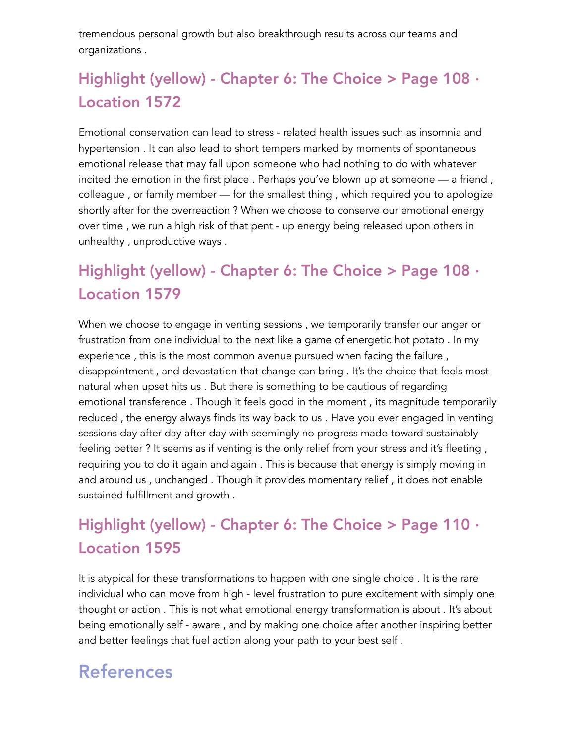tremendous personal growth but also breakthrough results across our teams and organizations .

## Highlight (yellow) - Chapter 6: The Choice > Page 108 · Location 1572

Emotional conservation can lead to stress - related health issues such as insomnia and hypertension . It can also lead to short tempers marked by moments of spontaneous emotional release that may fall upon someone who had nothing to do with whatever incited the emotion in the first place . Perhaps you've blown up at someone — a friend , colleague , or family member — for the smallest thing , which required you to apologize shortly after for the overreaction ? When we choose to conserve our emotional energy over time , we run a high risk of that pent - up energy being released upon others in unhealthy , unproductive ways .

## Highlight (yellow) - Chapter 6: The Choice > Page 108 · Location 1579

When we choose to engage in venting sessions , we temporarily transfer our anger or frustration from one individual to the next like a game of energetic hot potato . In my experience , this is the most common avenue pursued when facing the failure , disappointment , and devastation that change can bring . It's the choice that feels most natural when upset hits us . But there is something to be cautious of regarding emotional transference . Though it feels good in the moment , its magnitude temporarily reduced , the energy always finds its way back to us . Have you ever engaged in venting sessions day after day after day with seemingly no progress made toward sustainably feeling better ? It seems as if venting is the only relief from your stress and it's fleeting , requiring you to do it again and again . This is because that energy is simply moving in and around us , unchanged . Though it provides momentary relief , it does not enable sustained fulfillment and growth .

## Highlight (yellow) - Chapter 6: The Choice > Page 110 · Location 1595

It is atypical for these transformations to happen with one single choice . It is the rare individual who can move from high - level frustration to pure excitement with simply one thought or action . This is not what emotional energy transformation is about . It's about being emotionally self - aware , and by making one choice after another inspiring better and better feelings that fuel action along your path to your best self .

# References